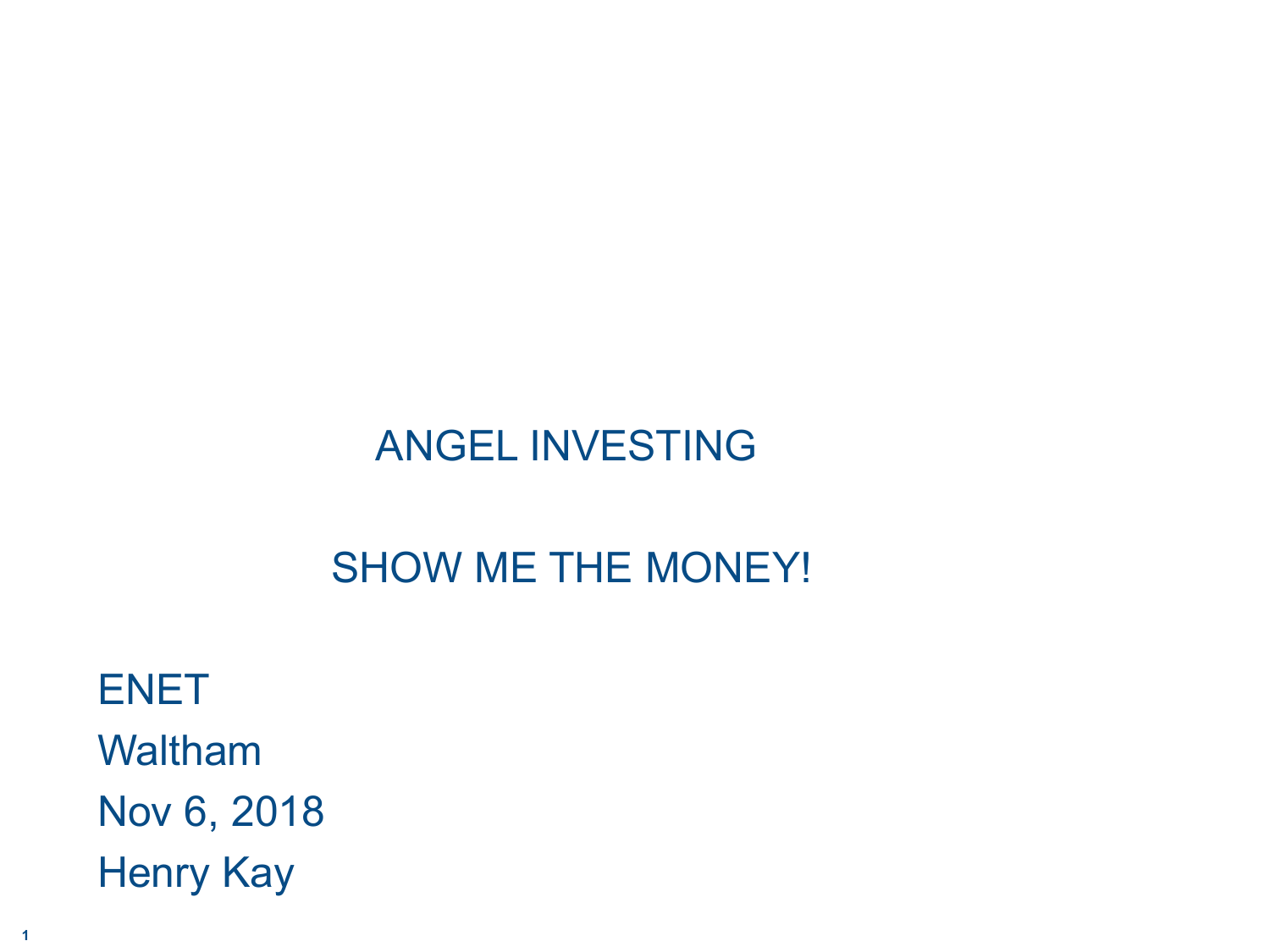# ANGEL INVESTING

## SHOW ME THE MONEY!

ENET

Waltham

Nov 6, 2018

Henry Kay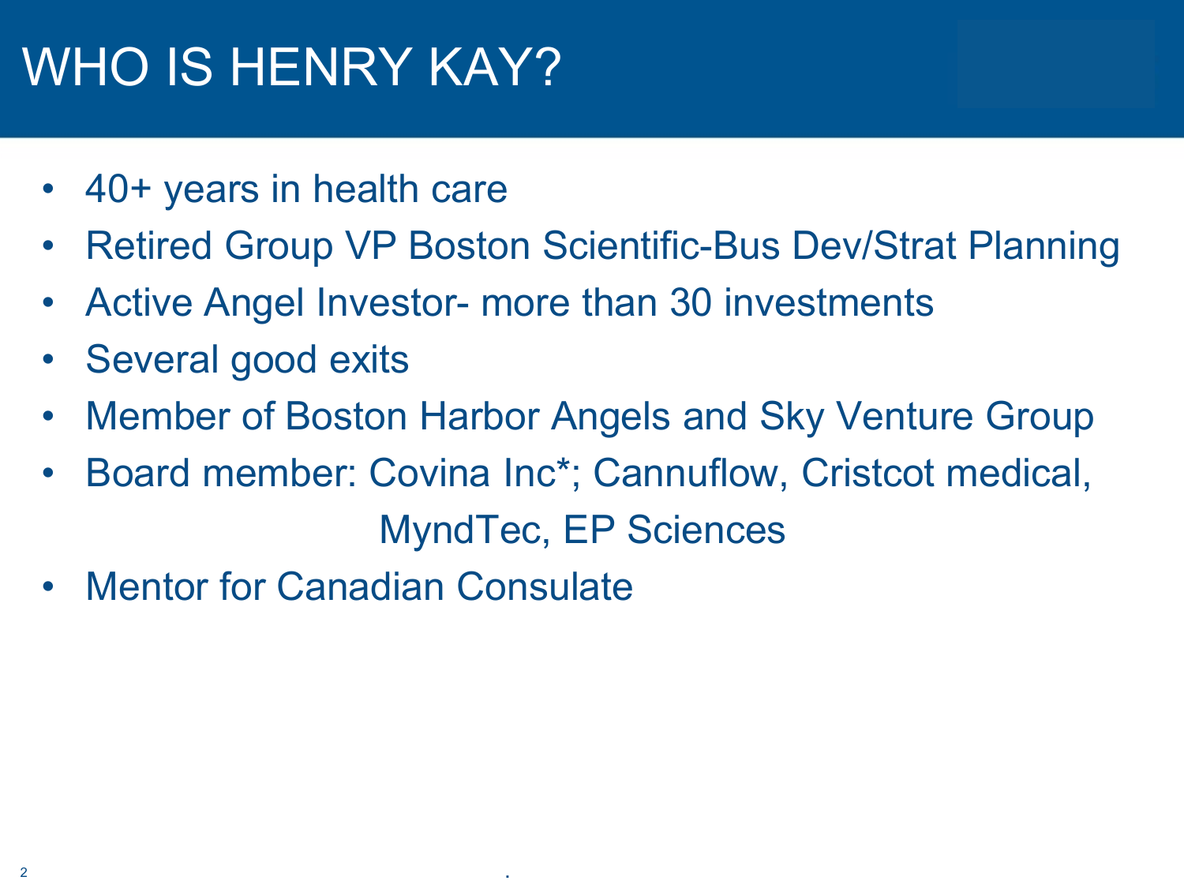# WHO IS HENRY KAY?

- 40+ years in health care
- Retired Group VP Boston Scientific-Bus Dev/Strat Planning
- Active Angel Investor- more than 30 investments
- Several good exits
- Member of Boston Harbor Angels and Sky Venture Group
- Board member: Covina Inc*; Cannuflow, Cristcot medical, MyndTec, EP Sciences
- Mentor for Canadian Consulate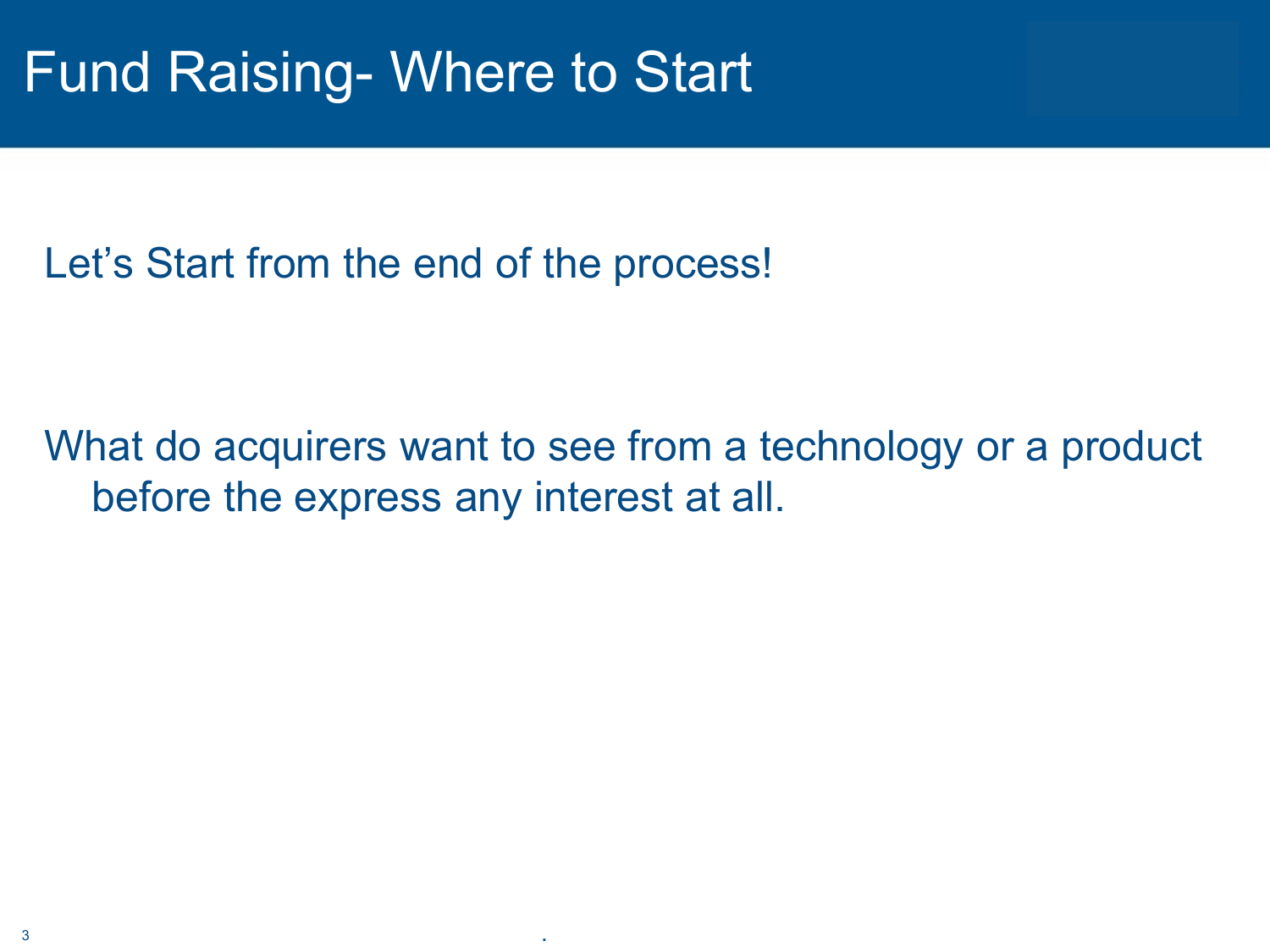# Fund Raising- Where to Start

Let's Start from the end of the process!

What do acquirers want to see from a technology or a product before the express any interest at all.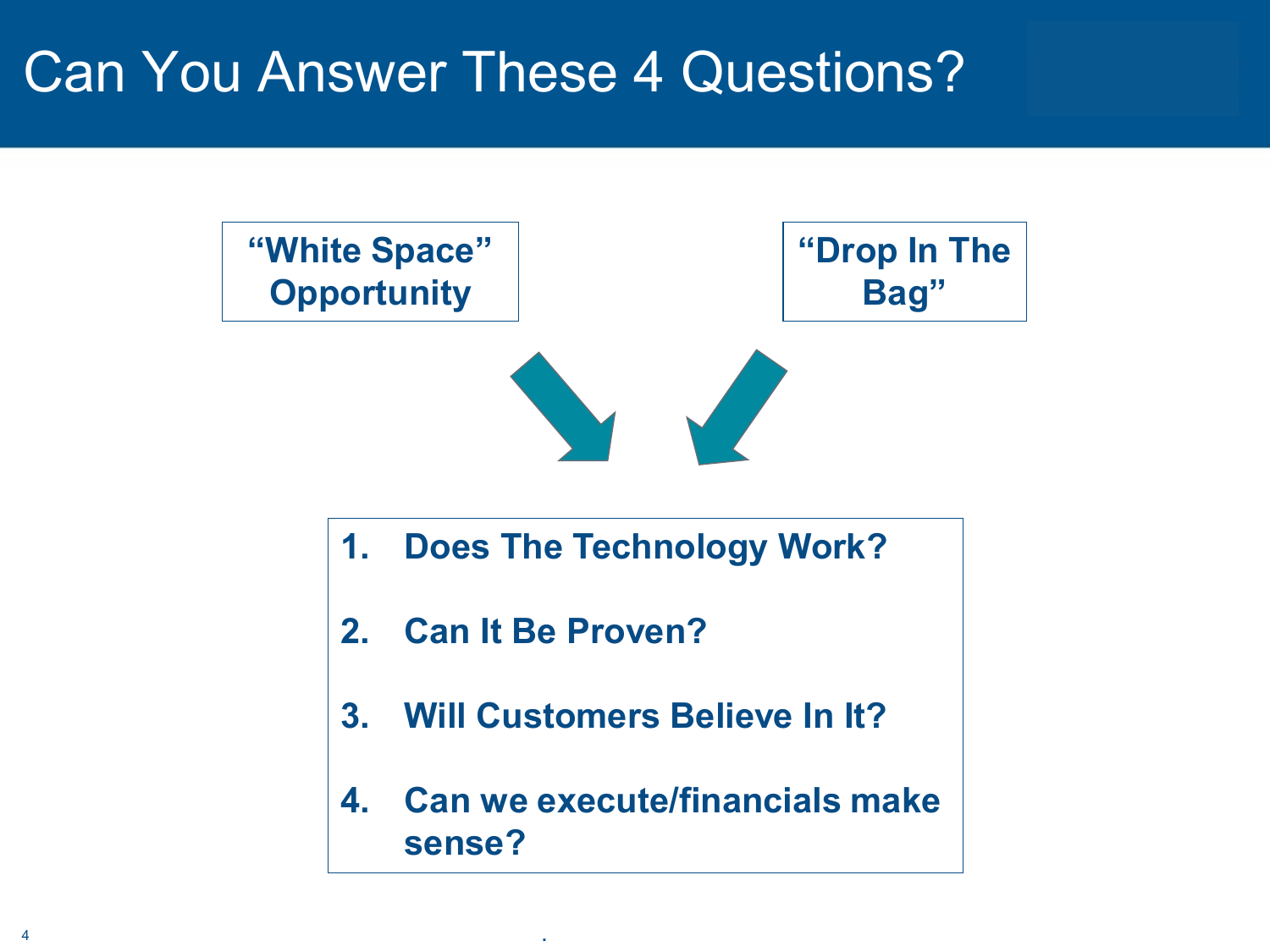# Can You Answer These 4 Questions?

**"White Space" Opportunity**

**"Drop In The Bag"**

1. **Does The Technology Work?**
2. **Can It Be Proven?**
3. **Will Customers Believe In It?**
4. **Can we execute/financials make sense?**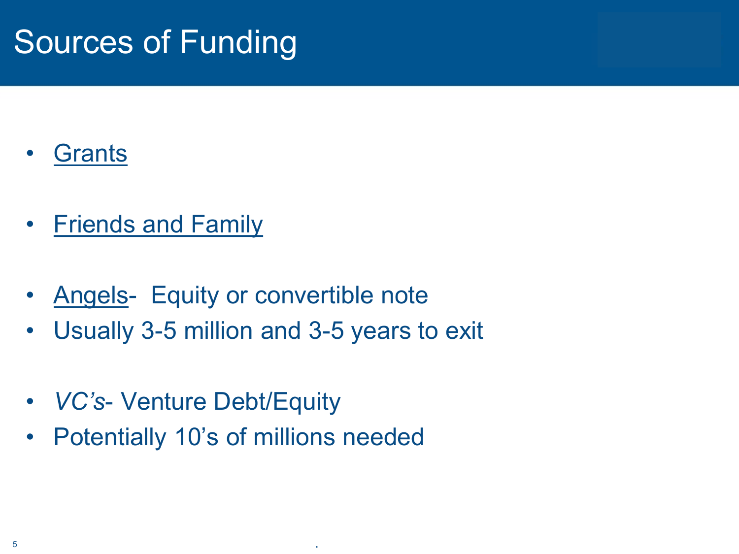# Sources of Funding

- Grants

- Friends and Family

- Angels- Equity or convertible note
- Usually 3-5 million and 3-5 years to exit

- *VC's*- Venture Debt/Equity
- Potentially 10's of millions needed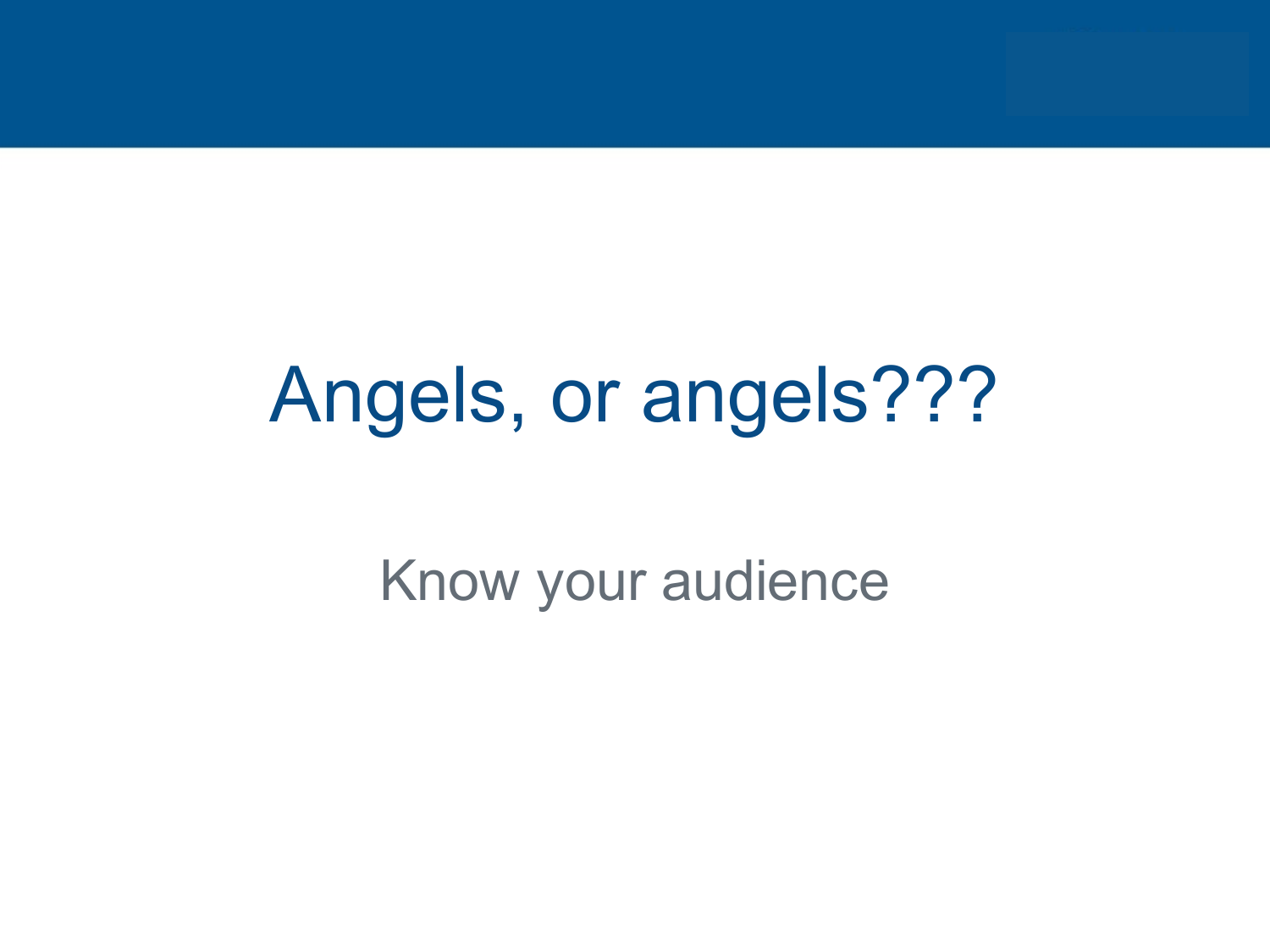# Angels, or angels???

Know your audience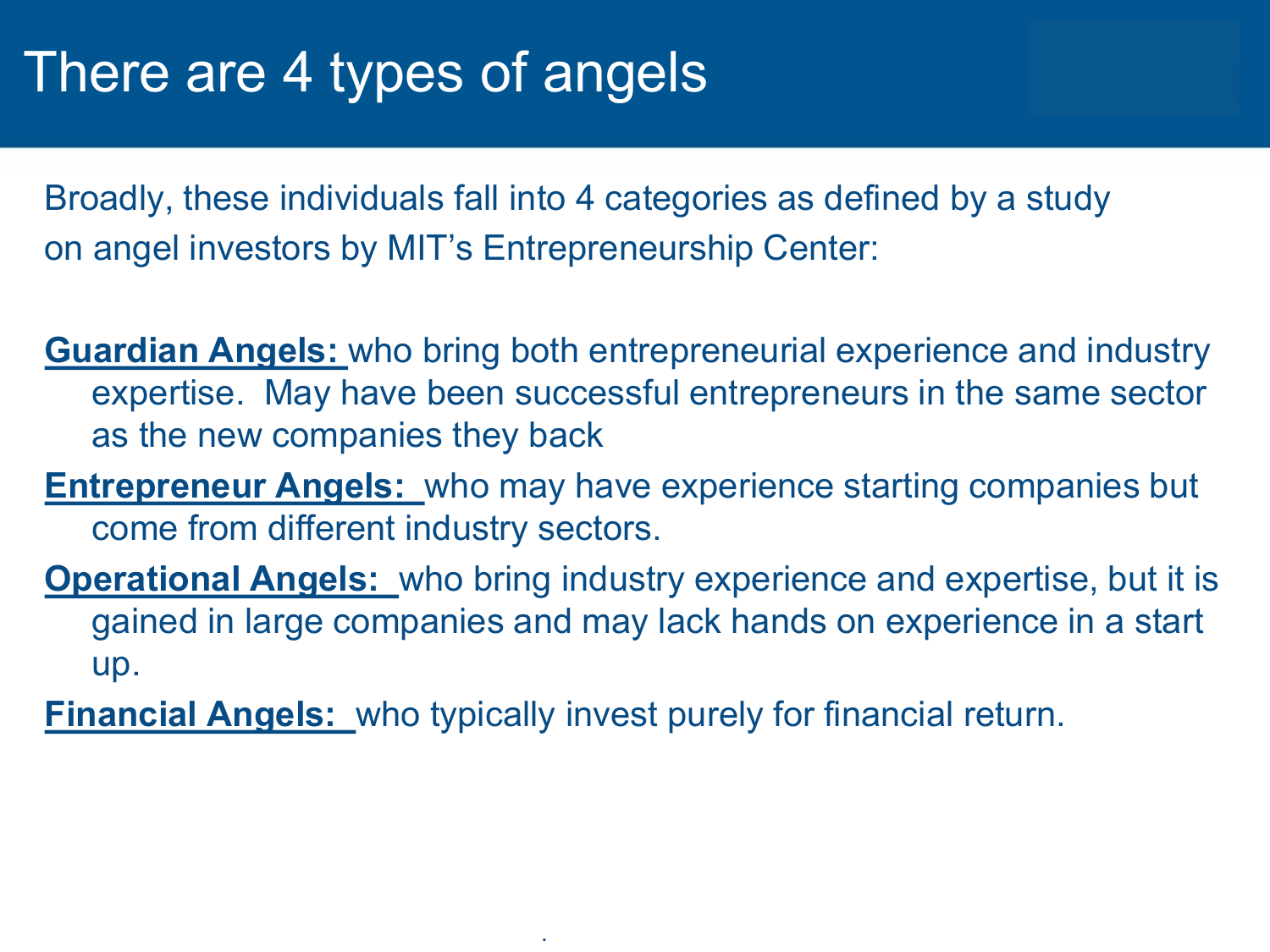# There are 4 types of angels

Broadly, these individuals fall into 4 categories as defined by a study on angel investors by MIT's Entrepreneurship Center:

**Guardian Angels:** who bring both entrepreneurial experience and industry expertise. May have been successful entrepreneurs in the same sector as the new companies they back

**Entrepreneur Angels:** who may have experience starting companies but come from different industry sectors.

**Operational Angels:** who bring industry experience and expertise, but it is gained in large companies and may lack hands on experience in a start up.

**Financial Angels:** who typically invest purely for financial return.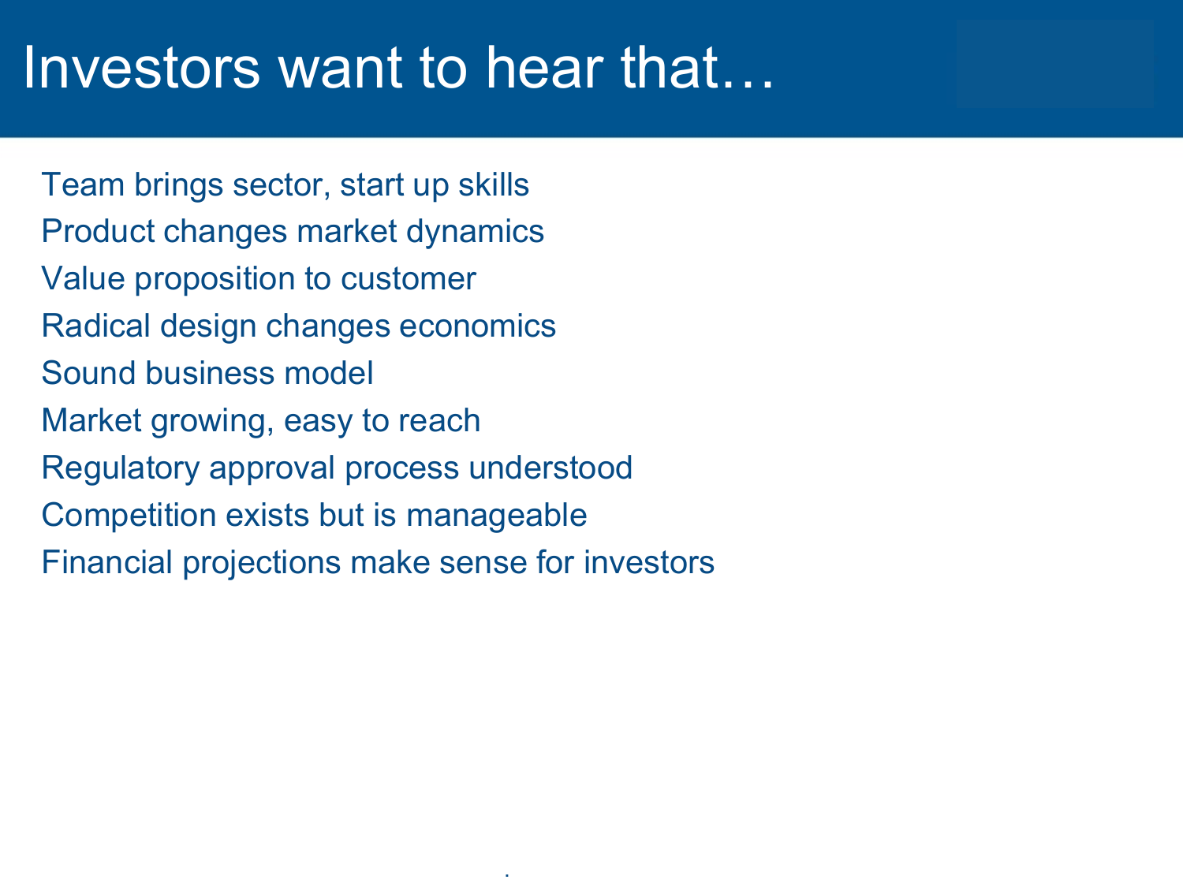# Investors want to hear that…

- Team brings sector, start up skills
- Product changes market dynamics
- Value proposition to customer
- Radical design changes economics
- Sound business model
- Market growing, easy to reach
- Regulatory approval process understood
- Competition exists but is manageable
- Financial projections make sense for investors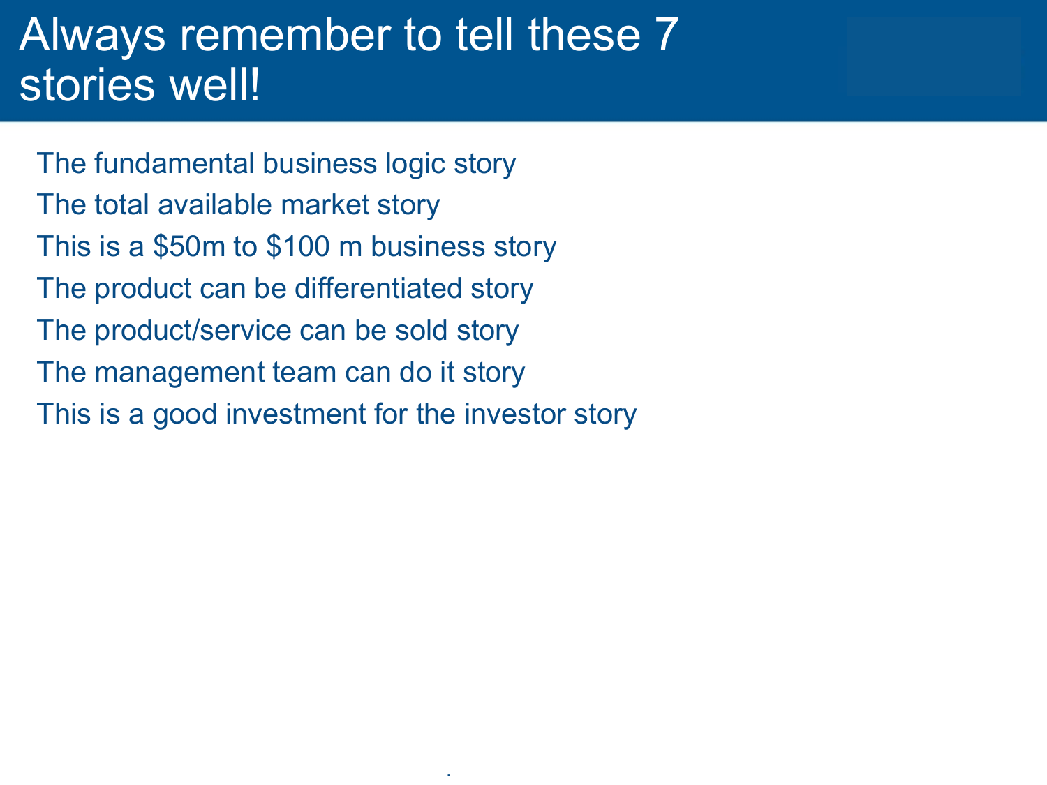# Always remember to tell these 7 stories well!

The fundamental business logic story
The total available market story
This is a $50m to $100 m business story
The product can be differentiated story
The product/service can be sold story
The management team can do it story
This is a good investment for the investor story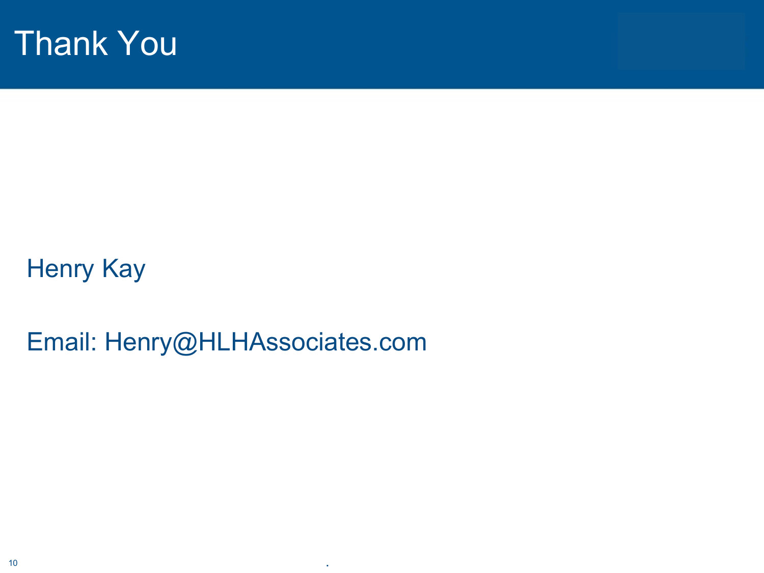# Thank You

Henry Kay

Email: Henry@HLHAssociates.com